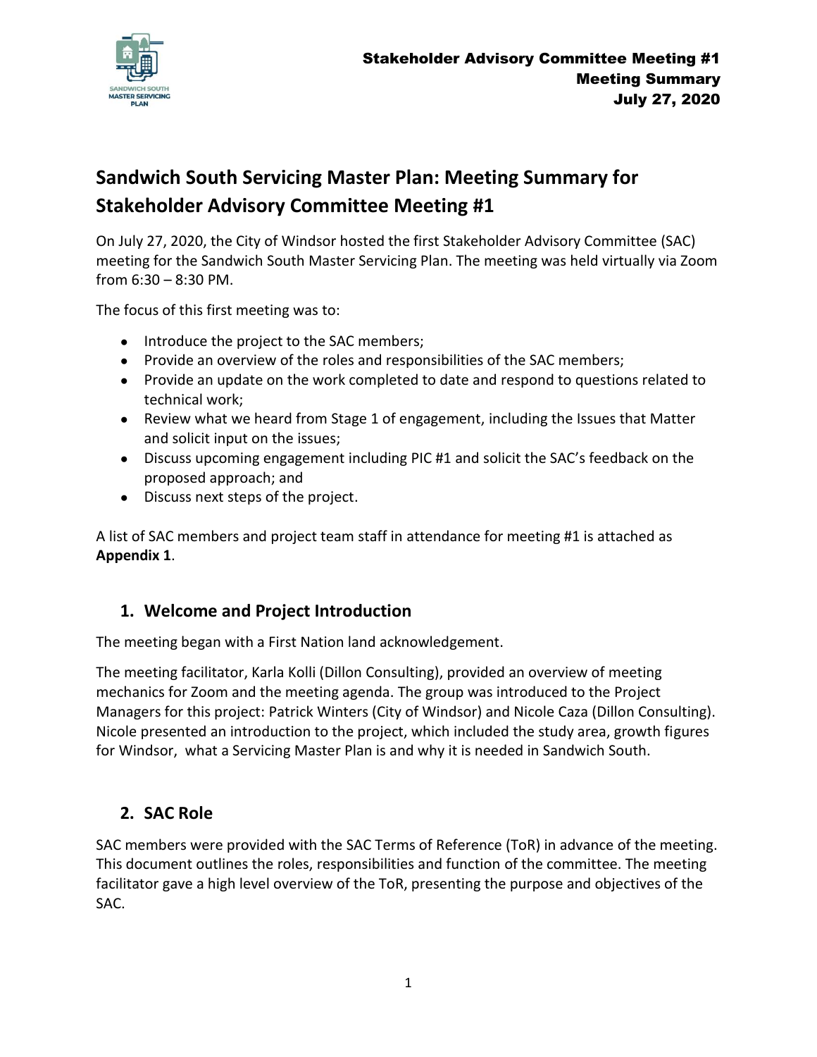# Sandwich South Servicing Master Plan: Meeting Summary for Stakeholder Advisory Committee Meeting #1

On July 27, 2020, the City of Windsor hosted the first Stakeholder Advisory Committee (SAC) meeting for the Sandwich South Master Servicing Plan. The meeting was held virtually via Zoom from 6:30 – 8:30 PM.

The focus of this first meeting was to:

- Introduce the project to the SAC members;
- Provide an overview of the roles and responsibilities of the SAC members;
- Provide an update on the work completed to date and respond to questions related to technical work;
- Review what we heard from Stage 1 of engagement, including the Issues that Matter and solicit input on the issues;
- Discuss upcoming engagement including PIC #1 and solicit the SAC's feedback on the proposed approach; and
- Discuss next steps of the project.

A list of SAC members and project team staff in attendance for meeting #1 is attached as **Appendix 1**.

## 1. Welcome and Project Introduction

The meeting began with a First Nation land acknowledgement.

The meeting facilitator, Karla Kolli (Dillon Consulting), provided an overview of meeting mechanics for Zoom and the meeting agenda. The group was introduced to the Project Managers for this project: Patrick Winters (City of Windsor) and Nicole Caza (Dillon Consulting). Nicole presented an introduction to the project, which included the study area, growth figures for Windsor, what a Servicing Master Plan is and why it is needed in Sandwich South.

## 2. SAC Role

SAC members were provided with the SAC Terms of Reference (ToR) in advance of the meeting. This document outlines the roles, responsibilities and function of the committee. The meeting facilitator gave a high level overview of the ToR, presenting the purpose and objectives of the SAC.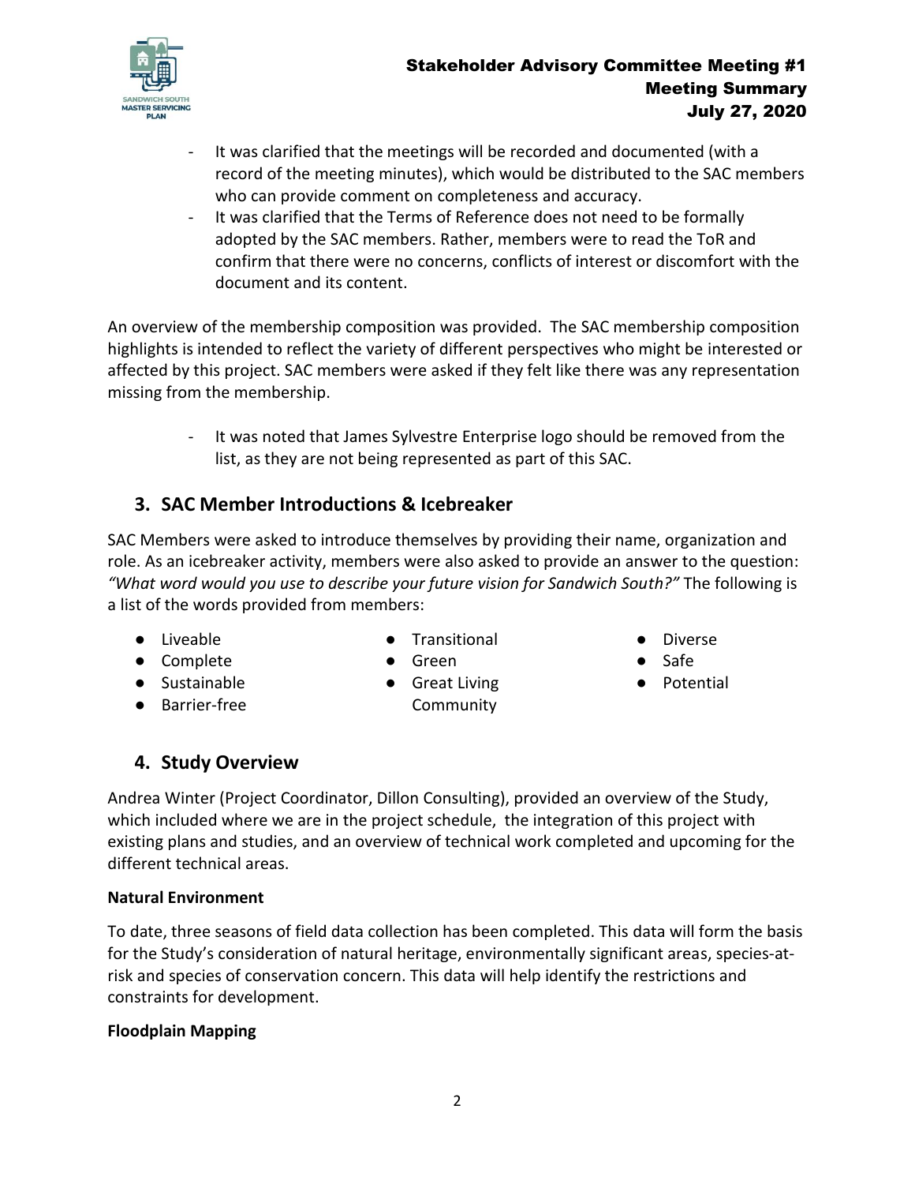- It was clarified that the meetings will be recorded and documented (with a record of the meeting minutes), which would be distributed to the SAC members who can provide comment on completeness and accuracy.
- It was clarified that the Terms of Reference does not need to be formally adopted by the SAC members. Rather, members were to read the ToR and confirm that there were no concerns, conflicts of interest or discomfort with the document and its content.

An overview of the membership composition was provided. The SAC membership composition highlights is intended to reflect the variety of different perspectives who might be interested or affected by this project. SAC members were asked if they felt like there was any representation missing from the membership.

- It was noted that James Sylvestre Enterprise logo should be removed from the list, as they are not being represented as part of this SAC.

## 3. SAC Member Introductions & Icebreaker

SAC Members were asked to introduce themselves by providing their name, organization and role. As an icebreaker activity, members were also asked to provide an answer to the question: *"What word would you use to describe your future vision for Sandwich South?"* The following is a list of the words provided from members:

- Liveable
- Complete
- Sustainable
- Barrier-free
- Transitional
- Green
- Great Living Community
- Diverse
- Safe
- Potential

## 4. Study Overview

Andrea Winter (Project Coordinator, Dillon Consulting), provided an overview of the Study, which included where we are in the project schedule, the integration of this project with existing plans and studies, and an overview of technical work completed and upcoming for the different technical areas.

**Natural Environment**

To date, three seasons of field data collection has been completed. This data will form the basis for the Study's consideration of natural heritage, environmentally significant areas, species-at-risk and species of conservation concern. This data will help identify the restrictions and constraints for development.

**Floodplain Mapping**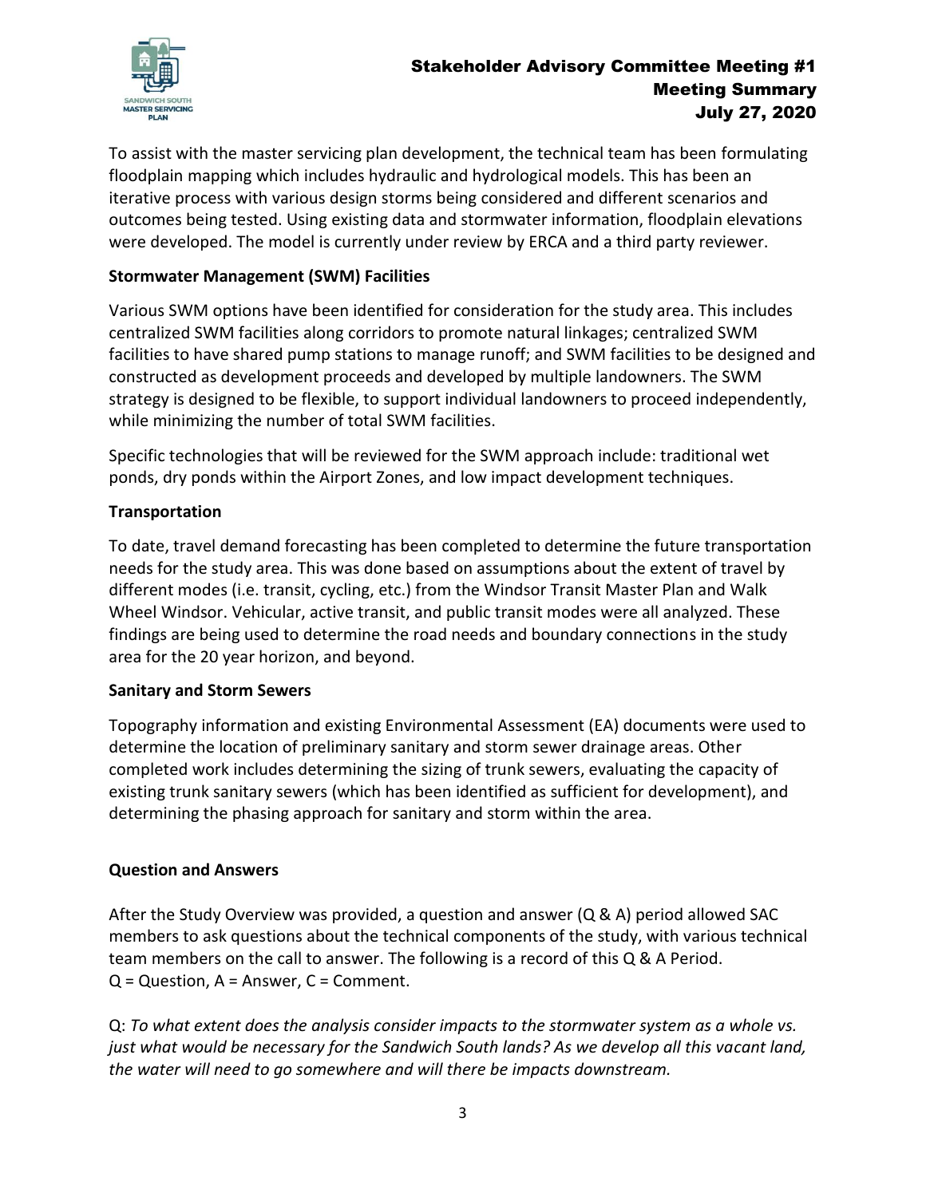To assist with the master servicing plan development, the technical team has been formulating floodplain mapping which includes hydraulic and hydrological models. This has been an iterative process with various design storms being considered and different scenarios and outcomes being tested. Using existing data and stormwater information, floodplain elevations were developed. The model is currently under review by ERCA and a third party reviewer.

**Stormwater Management (SWM) Facilities**

Various SWM options have been identified for consideration for the study area. This includes centralized SWM facilities along corridors to promote natural linkages; centralized SWM facilities to have shared pump stations to manage runoff; and SWM facilities to be designed and constructed as development proceeds and developed by multiple landowners. The SWM strategy is designed to be flexible, to support individual landowners to proceed independently, while minimizing the number of total SWM facilities.

Specific technologies that will be reviewed for the SWM approach include: traditional wet ponds, dry ponds within the Airport Zones, and low impact development techniques.

**Transportation**

To date, travel demand forecasting has been completed to determine the future transportation needs for the study area. This was done based on assumptions about the extent of travel by different modes (i.e. transit, cycling, etc.) from the Windsor Transit Master Plan and Walk Wheel Windsor. Vehicular, active transit, and public transit modes were all analyzed. These findings are being used to determine the road needs and boundary connections in the study area for the 20 year horizon, and beyond.

**Sanitary and Storm Sewers**

Topography information and existing Environmental Assessment (EA) documents were used to determine the location of preliminary sanitary and storm sewer drainage areas. Other completed work includes determining the sizing of trunk sewers, evaluating the capacity of existing trunk sanitary sewers (which has been identified as sufficient for development), and determining the phasing approach for sanitary and storm within the area.

**Question and Answers**

After the Study Overview was provided, a question and answer (Q & A) period allowed SAC members to ask questions about the technical components of the study, with various technical team members on the call to answer. The following is a record of this Q & A Period.
Q = Question, A = Answer, C = Comment.

Q: *To what extent does the analysis consider impacts to the stormwater system as a whole vs. just what would be necessary for the Sandwich South lands? As we develop all this vacant land, the water will need to go somewhere and will there be impacts downstream.*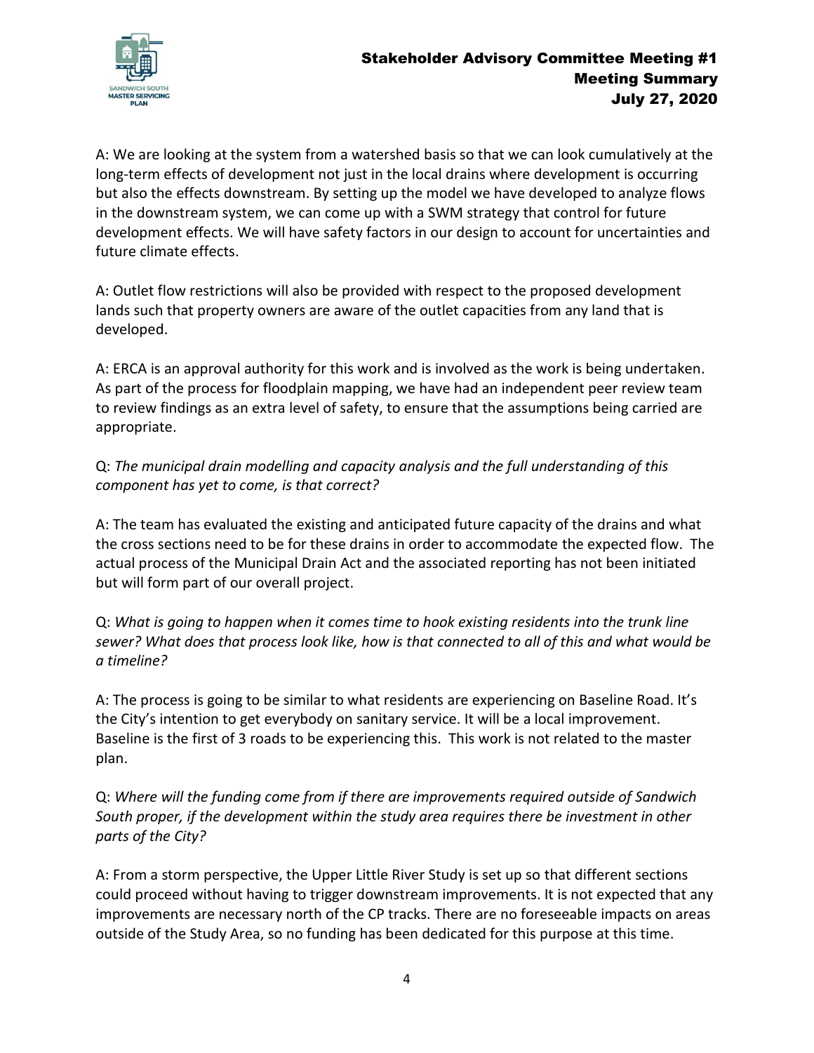A: We are looking at the system from a watershed basis so that we can look cumulatively at the long-term effects of development not just in the local drains where development is occurring but also the effects downstream. By setting up the model we have developed to analyze flows in the downstream system, we can come up with a SWM strategy that control for future development effects. We will have safety factors in our design to account for uncertainties and future climate effects.

A: Outlet flow restrictions will also be provided with respect to the proposed development lands such that property owners are aware of the outlet capacities from any land that is developed.

A: ERCA is an approval authority for this work and is involved as the work is being undertaken. As part of the process for floodplain mapping, we have had an independent peer review team to review findings as an extra level of safety, to ensure that the assumptions being carried are appropriate.

Q: *The municipal drain modelling and capacity analysis and the full understanding of this component has yet to come, is that correct?*

A: The team has evaluated the existing and anticipated future capacity of the drains and what the cross sections need to be for these drains in order to accommodate the expected flow. The actual process of the Municipal Drain Act and the associated reporting has not been initiated but will form part of our overall project.

Q: *What is going to happen when it comes time to hook existing residents into the trunk line sewer? What does that process look like, how is that connected to all of this and what would be a timeline?*

A: The process is going to be similar to what residents are experiencing on Baseline Road. It's the City's intention to get everybody on sanitary service. It will be a local improvement. Baseline is the first of 3 roads to be experiencing this. This work is not related to the master plan.

Q: *Where will the funding come from if there are improvements required outside of Sandwich South proper, if the development within the study area requires there be investment in other parts of the City?*

A: From a storm perspective, the Upper Little River Study is set up so that different sections could proceed without having to trigger downstream improvements. It is not expected that any improvements are necessary north of the CP tracks. There are no foreseeable impacts on areas outside of the Study Area, so no funding has been dedicated for this purpose at this time.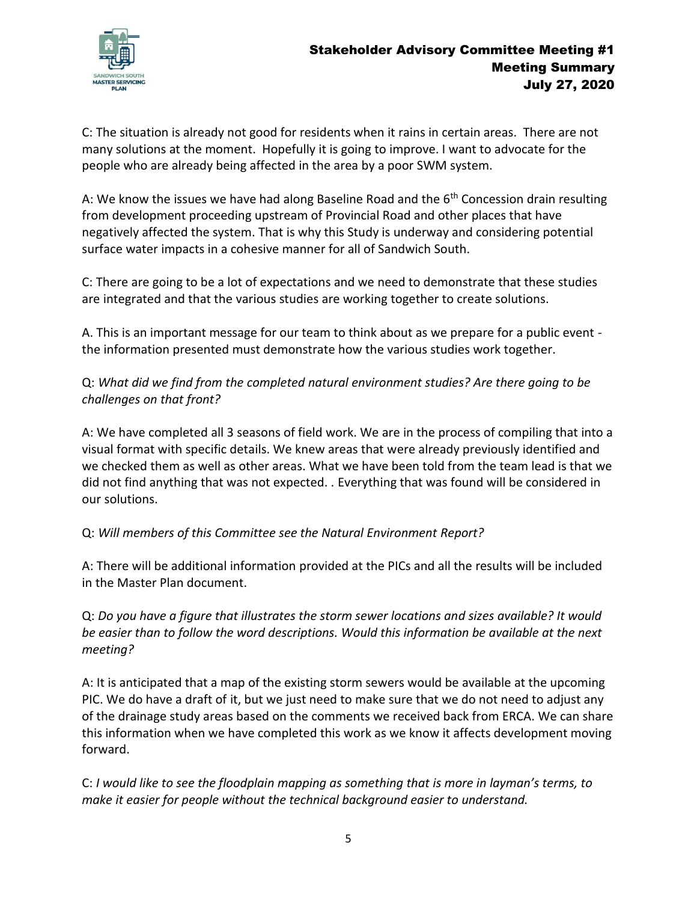C: The situation is already not good for residents when it rains in certain areas. There are not many solutions at the moment. Hopefully it is going to improve. I want to advocate for the people who are already being affected in the area by a poor SWM system.

A: We know the issues we have had along Baseline Road and the 6th Concession drain resulting from development proceeding upstream of Provincial Road and other places that have negatively affected the system. That is why this Study is underway and considering potential surface water impacts in a cohesive manner for all of Sandwich South.

C: There are going to be a lot of expectations and we need to demonstrate that these studies are integrated and that the various studies are working together to create solutions.

A. This is an important message for our team to think about as we prepare for a public event - the information presented must demonstrate how the various studies work together.

Q: *What did we find from the completed natural environment studies? Are there going to be challenges on that front?*

A: We have completed all 3 seasons of field work. We are in the process of compiling that into a visual format with specific details. We knew areas that were already previously identified and we checked them as well as other areas. What we have been told from the team lead is that we did not find anything that was not expected. . Everything that was found will be considered in our solutions.

Q: *Will members of this Committee see the Natural Environment Report?*

A: There will be additional information provided at the PICs and all the results will be included in the Master Plan document.

Q: *Do you have a figure that illustrates the storm sewer locations and sizes available? It would be easier than to follow the word descriptions. Would this information be available at the next meeting?*

A: It is anticipated that a map of the existing storm sewers would be available at the upcoming PIC. We do have a draft of it, but we just need to make sure that we do not need to adjust any of the drainage study areas based on the comments we received back from ERCA. We can share this information when we have completed this work as we know it affects development moving forward.

C: *I would like to see the floodplain mapping as something that is more in layman's terms, to make it easier for people without the technical background easier to understand.*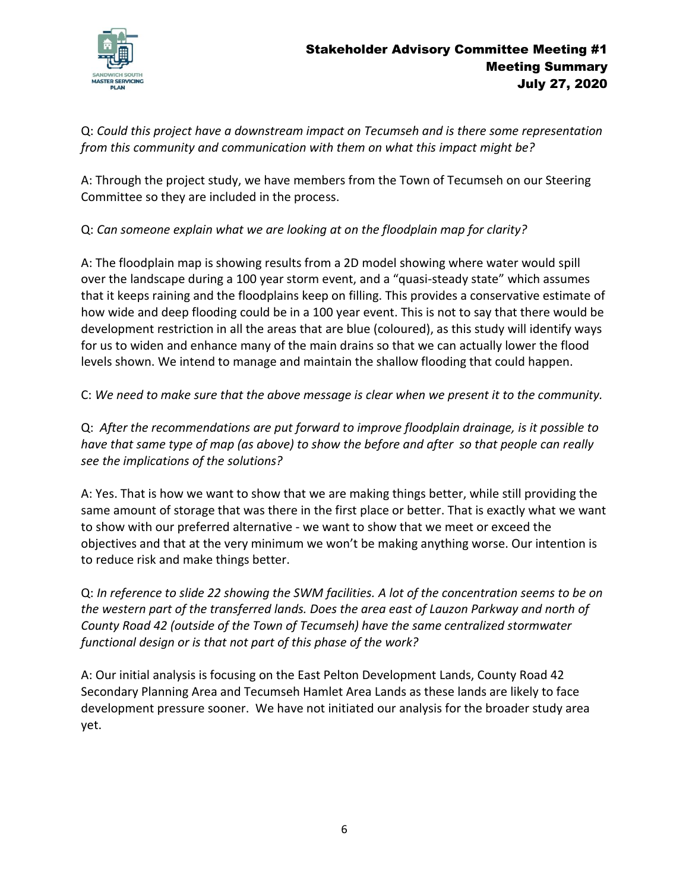Q: *Could this project have a downstream impact on Tecumseh and is there some representation from this community and communication with them on what this impact might be?*

A: Through the project study, we have members from the Town of Tecumseh on our Steering Committee so they are included in the process.

Q: *Can someone explain what we are looking at on the floodplain map for clarity?*

A: The floodplain map is showing results from a 2D model showing where water would spill over the landscape during a 100 year storm event, and a "quasi-steady state" which assumes that it keeps raining and the floodplains keep on filling. This provides a conservative estimate of how wide and deep flooding could be in a 100 year event. This is not to say that there would be development restriction in all the areas that are blue (coloured), as this study will identify ways for us to widen and enhance many of the main drains so that we can actually lower the flood levels shown. We intend to manage and maintain the shallow flooding that could happen.

C: *We need to make sure that the above message is clear when we present it to the community.*

Q: *After the recommendations are put forward to improve floodplain drainage, is it possible to have that same type of map (as above) to show the before and after so that people can really see the implications of the solutions?*

A: Yes. That is how we want to show that we are making things better, while still providing the same amount of storage that was there in the first place or better. That is exactly what we want to show with our preferred alternative - we want to show that we meet or exceed the objectives and that at the very minimum we won't be making anything worse. Our intention is to reduce risk and make things better.

Q: *In reference to slide 22 showing the SWM facilities. A lot of the concentration seems to be on the western part of the transferred lands. Does the area east of Lauzon Parkway and north of County Road 42 (outside of the Town of Tecumseh) have the same centralized stormwater functional design or is that not part of this phase of the work?*

A: Our initial analysis is focusing on the East Pelton Development Lands, County Road 42 Secondary Planning Area and Tecumseh Hamlet Area Lands as these lands are likely to face development pressure sooner. We have not initiated our analysis for the broader study area yet.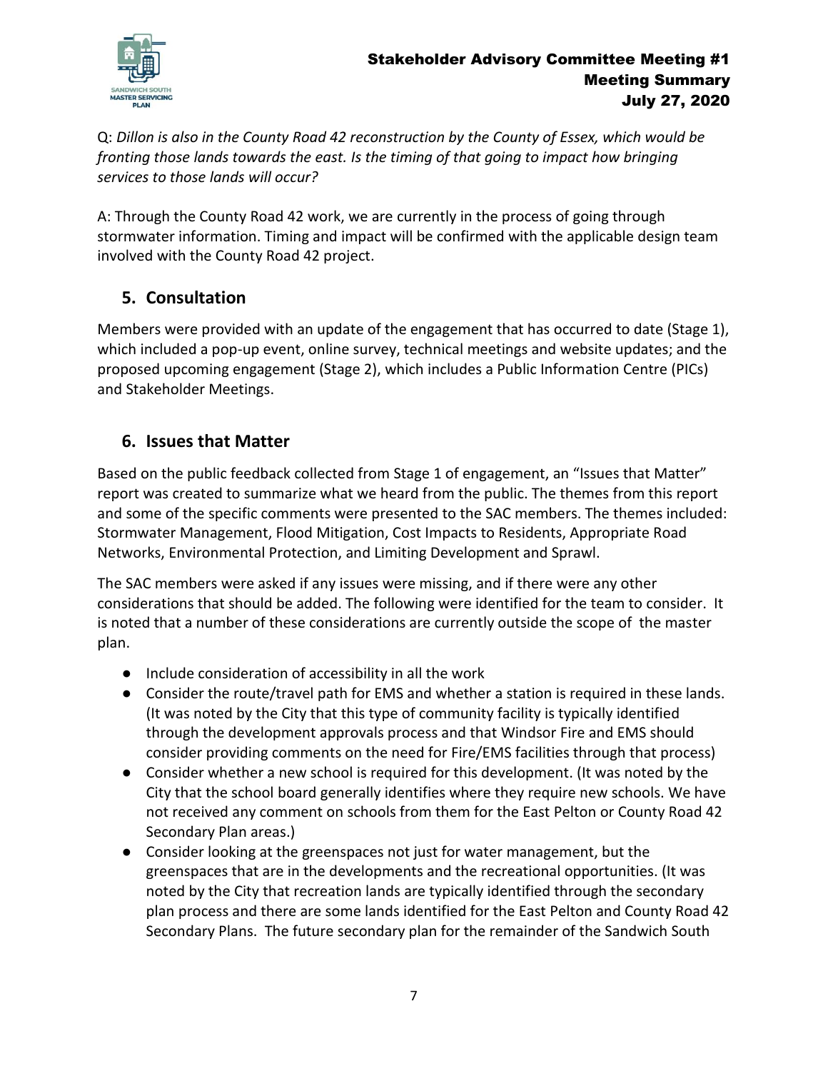Q: *Dillon is also in the County Road 42 reconstruction by the County of Essex, which would be fronting those lands towards the east. Is the timing of that going to impact how bringing services to those lands will occur?*

A: Through the County Road 42 work, we are currently in the process of going through stormwater information. Timing and impact will be confirmed with the applicable design team involved with the County Road 42 project.

## 5. Consultation

Members were provided with an update of the engagement that has occurred to date (Stage 1), which included a pop-up event, online survey, technical meetings and website updates; and the proposed upcoming engagement (Stage 2), which includes a Public Information Centre (PICs) and Stakeholder Meetings.

## 6. Issues that Matter

Based on the public feedback collected from Stage 1 of engagement, an "Issues that Matter" report was created to summarize what we heard from the public. The themes from this report and some of the specific comments were presented to the SAC members. The themes included: Stormwater Management, Flood Mitigation, Cost Impacts to Residents, Appropriate Road Networks, Environmental Protection, and Limiting Development and Sprawl.

The SAC members were asked if any issues were missing, and if there were any other considerations that should be added. The following were identified for the team to consider. It is noted that a number of these considerations are currently outside the scope of the master plan.

- Include consideration of accessibility in all the work
- Consider the route/travel path for EMS and whether a station is required in these lands. (It was noted by the City that this type of community facility is typically identified through the development approvals process and that Windsor Fire and EMS should consider providing comments on the need for Fire/EMS facilities through that process)
- Consider whether a new school is required for this development. (It was noted by the City that the school board generally identifies where they require new schools. We have not received any comment on schools from them for the East Pelton or County Road 42 Secondary Plan areas.)
- Consider looking at the greenspaces not just for water management, but the greenspaces that are in the developments and the recreational opportunities. (It was noted by the City that recreation lands are typically identified through the secondary plan process and there are some lands identified for the East Pelton and County Road 42 Secondary Plans. The future secondary plan for the remainder of the Sandwich South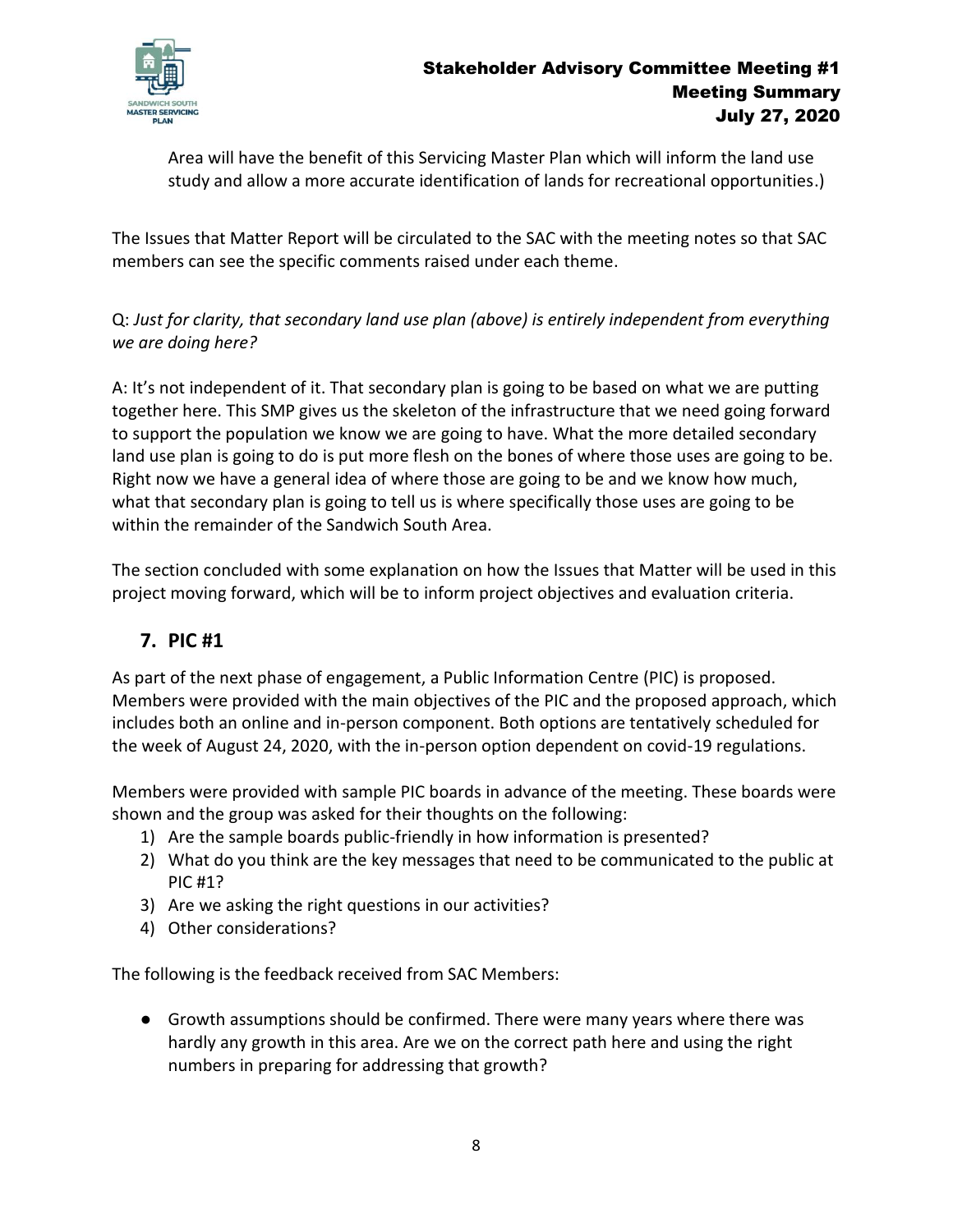Area will have the benefit of this Servicing Master Plan which will inform the land use study and allow a more accurate identification of lands for recreational opportunities.)

The Issues that Matter Report will be circulated to the SAC with the meeting notes so that SAC members can see the specific comments raised under each theme.

Q: *Just for clarity, that secondary land use plan (above) is entirely independent from everything we are doing here?*

A: It's not independent of it. That secondary plan is going to be based on what we are putting together here. This SMP gives us the skeleton of the infrastructure that we need going forward to support the population we know we are going to have. What the more detailed secondary land use plan is going to do is put more flesh on the bones of where those uses are going to be. Right now we have a general idea of where those are going to be and we know how much, what that secondary plan is going to tell us is where specifically those uses are going to be within the remainder of the Sandwich South Area.

The section concluded with some explanation on how the Issues that Matter will be used in this project moving forward, which will be to inform project objectives and evaluation criteria.

## 7. PIC #1

As part of the next phase of engagement, a Public Information Centre (PIC) is proposed. Members were provided with the main objectives of the PIC and the proposed approach, which includes both an online and in-person component. Both options are tentatively scheduled for the week of August 24, 2020, with the in-person option dependent on covid-19 regulations.

Members were provided with sample PIC boards in advance of the meeting. These boards were shown and the group was asked for their thoughts on the following:

1) Are the sample boards public-friendly in how information is presented?
2) What do you think are the key messages that need to be communicated to the public at PIC #1?
3) Are we asking the right questions in our activities?
4) Other considerations?

The following is the feedback received from SAC Members:

- Growth assumptions should be confirmed. There were many years where there was hardly any growth in this area. Are we on the correct path here and using the right numbers in preparing for addressing that growth?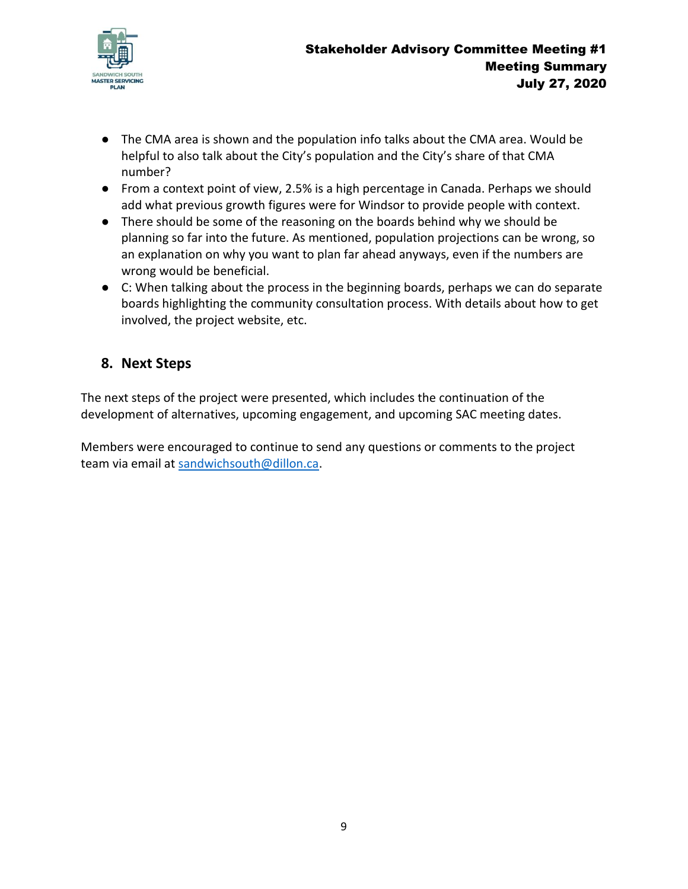- The CMA area is shown and the population info talks about the CMA area. Would be helpful to also talk about the City's population and the City's share of that CMA number?
- From a context point of view, 2.5% is a high percentage in Canada. Perhaps we should add what previous growth figures were for Windsor to provide people with context.
- There should be some of the reasoning on the boards behind why we should be planning so far into the future. As mentioned, population projections can be wrong, so an explanation on why you want to plan far ahead anyways, even if the numbers are wrong would be beneficial.
- C: When talking about the process in the beginning boards, perhaps we can do separate boards highlighting the community consultation process. With details about how to get involved, the project website, etc.

## 8. Next Steps

The next steps of the project were presented, which includes the continuation of the development of alternatives, upcoming engagement, and upcoming SAC meeting dates.

Members were encouraged to continue to send any questions or comments to the project team via email at sandwichsouth@dillon.ca.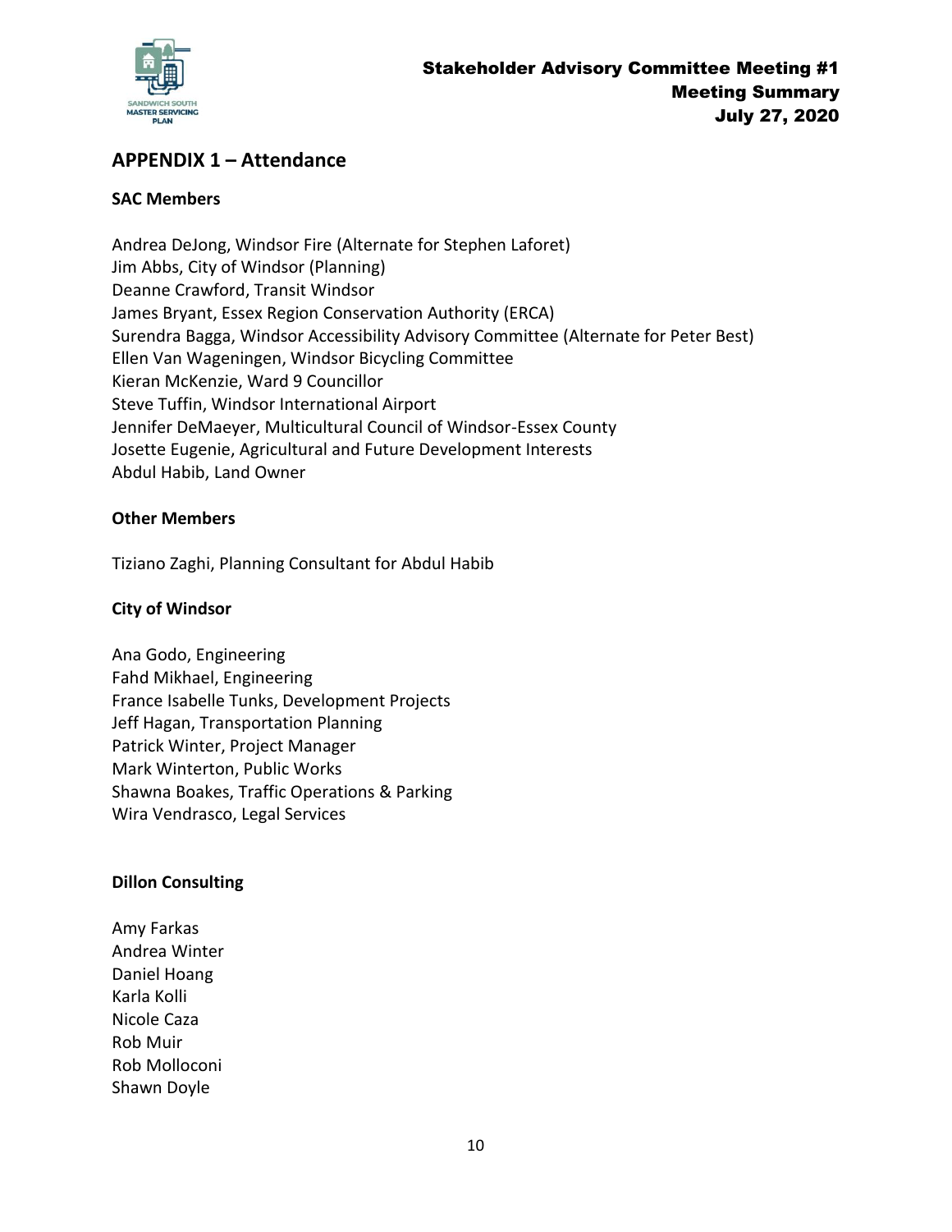## APPENDIX 1 – Attendance

### SAC Members

Andrea DeJong, Windsor Fire (Alternate for Stephen Laforet)
Jim Abbs, City of Windsor (Planning)
Deanne Crawford, Transit Windsor
James Bryant, Essex Region Conservation Authority (ERCA)
Surendra Bagga, Windsor Accessibility Advisory Committee (Alternate for Peter Best)
Ellen Van Wageningen, Windsor Bicycling Committee
Kieran McKenzie, Ward 9 Councillor
Steve Tuffin, Windsor International Airport
Jennifer DeMaeyer, Multicultural Council of Windsor-Essex County
Josette Eugenie, Agricultural and Future Development Interests
Abdul Habib, Land Owner

### Other Members

Tiziano Zaghi, Planning Consultant for Abdul Habib

### City of Windsor

Ana Godo, Engineering
Fahd Mikhael, Engineering
France Isabelle Tunks, Development Projects
Jeff Hagan, Transportation Planning
Patrick Winter, Project Manager
Mark Winterton, Public Works
Shawna Boakes, Traffic Operations & Parking
Wira Vendrasco, Legal Services

### Dillon Consulting

Amy Farkas
Andrea Winter
Daniel Hoang
Karla Kolli
Nicole Caza
Rob Muir
Rob Molloconi
Shawn Doyle